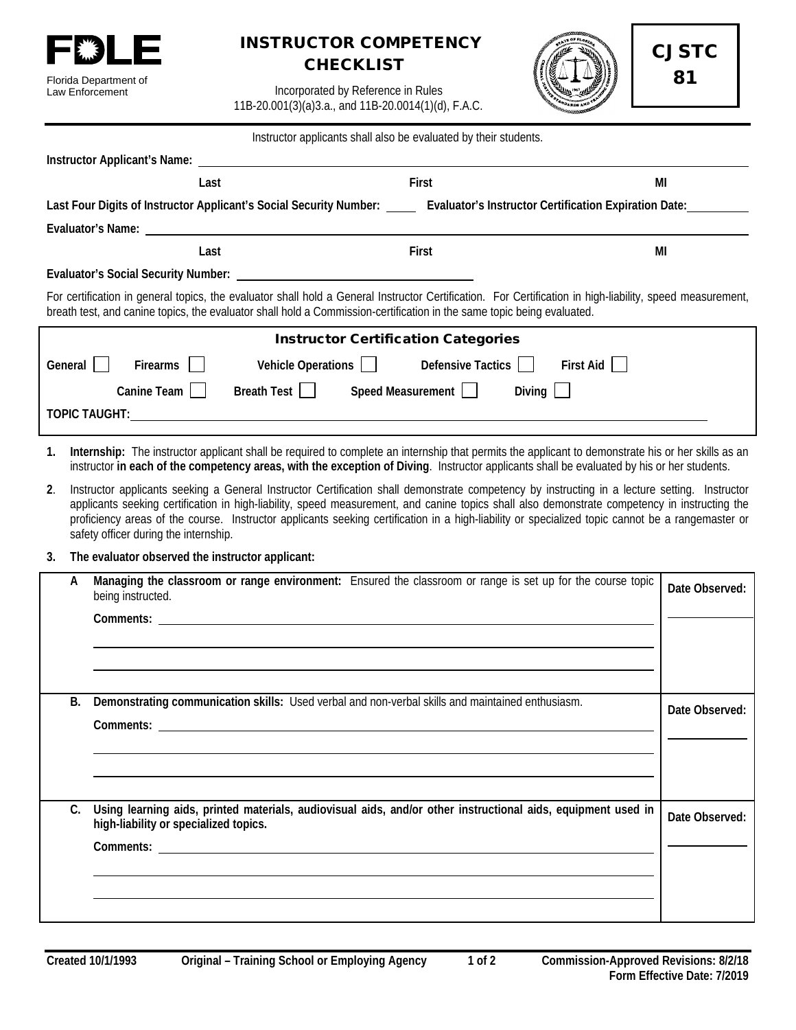FDLE

Florida Department of Law Enforcement

# INSTRUCTOR COMPETENCY CHECKLIST

Incorporated by Reference in Rules 11B-20.001(3)(a)3.a., and 11B-20.0014(1)(d), F.A.C.

**CJSTC 81**

Instructor applicants shall also be evaluated by their students.

**Instructor Applicant's Name:** ______________________________

**Last** **First** **MI**

**Last Four Digits of Instructor Applicant's Social Security Number:** _____ **Evaluator's Instructor Certification Expiration Date:** _________

**Evaluator's Name:** ______________________________

**Last** **First** **MI**

**Evaluator's Social Security Number:** ______________________________

For certification in general topics, the evaluator shall hold a General Instructor Certification. For Certification in high-liability, speed measurement, breath test, and canine topics, the evaluator shall hold a Commission-certification in the same topic being evaluated.

## Instructor Certification Categories

**General** ☐ **Firearms** ☐ **Vehicle Operations** ☐ **Defensive Tactics** ☐ **First Aid** ☐

**Canine Team** ☐ **Breath Test** ☐ **Speed Measurement** ☐ **Diving** ☐

**TOPIC TAUGHT:** ______________________________

1. **Internship:** The instructor applicant shall be required to complete an internship that permits the applicant to demonstrate his or her skills as an instructor **in each of the competency areas, with the exception of Diving**. Instructor applicants shall be evaluated by his or her students.

2. Instructor applicants seeking a General Instructor Certification shall demonstrate competency by instructing in a lecture setting. Instructor applicants seeking certification in high-liability, speed measurement, and canine topics shall also demonstrate competency in instructing the proficiency areas of the course. Instructor applicants seeking certification in a high-liability or specialized topic cannot be a rangemaster or safety officer during the internship.

3. **The evaluator observed the instructor applicant:**

| | | |
|---|---|---|
| A | **Managing the classroom or range environment:** Ensured the classroom or range is set up for the course topic being instructed.<br><br>**Comments:** ______________________________ | **Date Observed:** ________ |
| B. | **Demonstrating communication skills:** Used verbal and non-verbal skills and maintained enthusiasm.<br><br>**Comments:** ______________________________ | **Date Observed:** ________ |
| C. | **Using learning aids, printed materials, audiovisual aids, and/or other instructional aids, equipment used in high-liability or specialized topics.**<br><br>**Comments:** ______________________________ | **Date Observed:** ________ |

**Created 10/1/1993** **Original – Training School or Employing Agency** **Commission-Approved Revisions: 8/2/18** **Form Effective Date: 7/2019**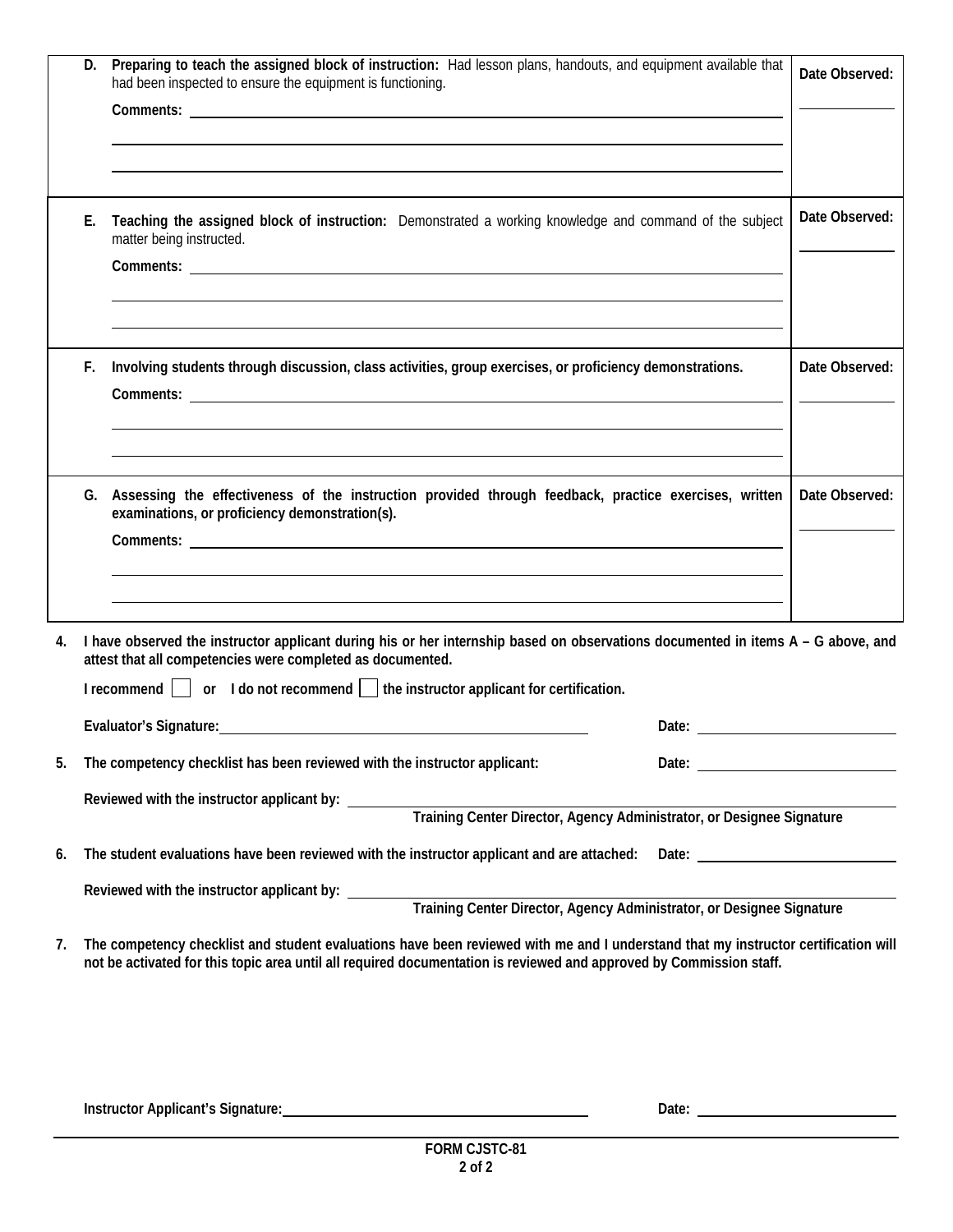| | |
|---|---|
| **D. Preparing to teach the assigned block of instruction:** Had lesson plans, handouts, and equipment available that had been inspected to ensure the equipment is functioning.<br><br>**Comments:** ______________________________ | **Date Observed:**<br>__________ |
| **E. Teaching the assigned block of instruction:** Demonstrated a working knowledge and command of the subject matter being instructed.<br><br>**Comments:** ______________________________ | **Date Observed:**<br>__________ |
| **F. Involving students through discussion, class activities, group exercises, or proficiency demonstrations.**<br><br>**Comments:** ______________________________ | **Date Observed:**<br>__________ |
| **G. Assessing the effectiveness of the instruction provided through feedback, practice exercises, written examinations, or proficiency demonstration(s).**<br><br>**Comments:** ______________________________ | **Date Observed:**<br>__________ |

**4. I have observed the instructor applicant during his or her internship based on observations documented in items A – G above, and attest that all competencies were completed as documented.**

**I recommend ☐ or I do not recommend ☐ the instructor applicant for certification.**

**Evaluator's Signature:** ______________________________ **Date:** ____________________

**5. The competency checklist has been reviewed with the instructor applicant:** **Date:** ____________________

**Reviewed with the instructor applicant by:** ______________________________
**Training Center Director, Agency Administrator, or Designee Signature**

**6. The student evaluations have been reviewed with the instructor applicant and are attached:** **Date:** ____________________

**Reviewed with the instructor applicant by:** ______________________________
**Training Center Director, Agency Administrator, or Designee Signature**

**7. The competency checklist and student evaluations have been reviewed with me and I understand that my instructor certification will not be activated for this topic area until all required documentation is reviewed and approved by Commission staff.**

**Instructor Applicant's Signature:** ______________________________ **Date:** ____________________

**FORM CJSTC-81**